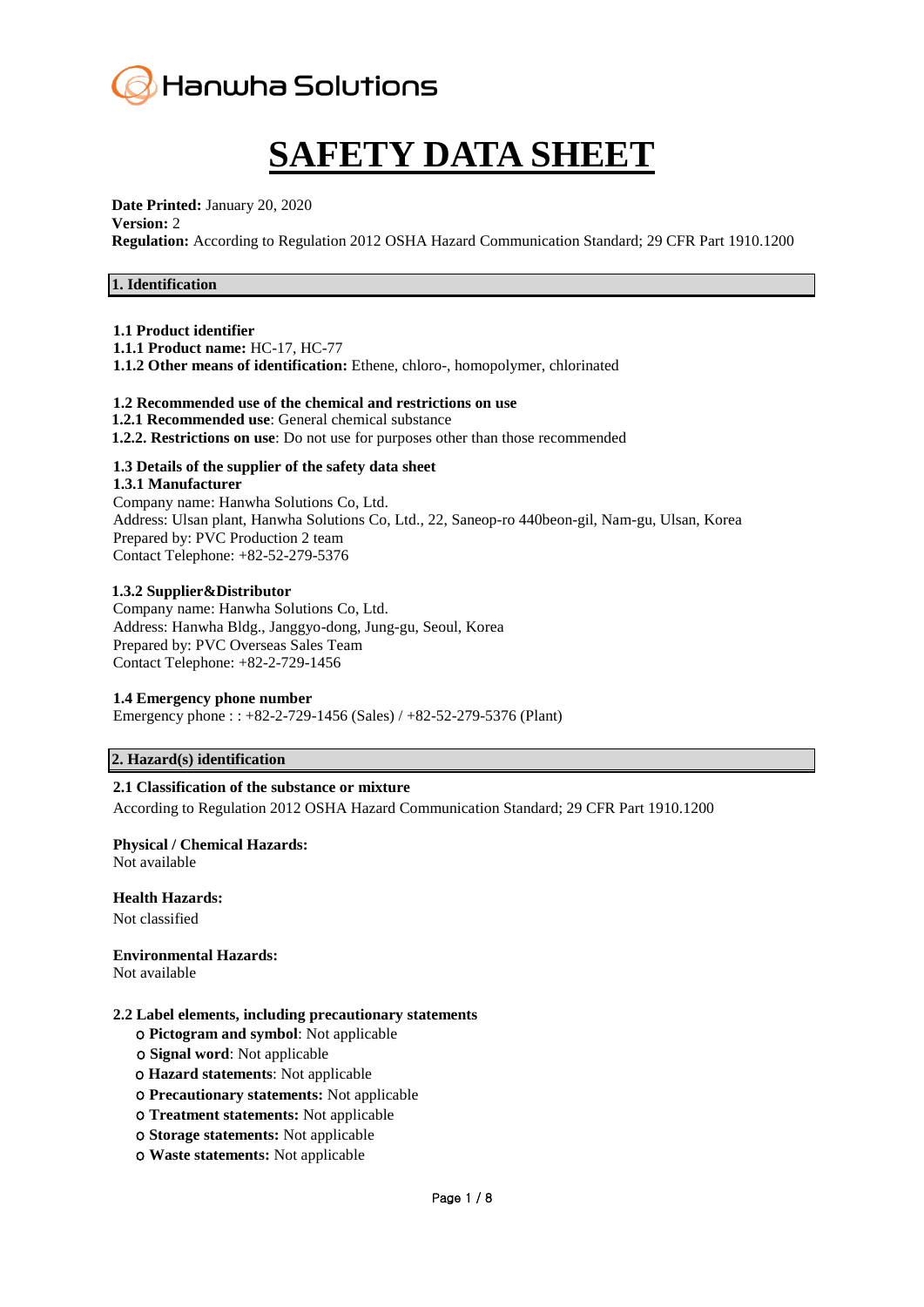Hanwha Solutions

# SAFETY DATA SHEET

**Date Printed:** January 20, 2020
**Version:** 2
**Regulation:** According to Regulation 2012 OSHA Hazard Communication Standard; 29 CFR Part 1910.1200

## 1. Identification

**1.1 Product identifier**
**1.1.1 Product name:** HC-17, HC-77
**1.1.2 Other means of identification:** Ethene, chloro-, homopolymer, chlorinated

**1.2 Recommended use of the chemical and restrictions on use**
**1.2.1 Recommended use**: General chemical substance
**1.2.2. Restrictions on use**: Do not use for purposes other than those recommended

**1.3 Details of the supplier of the safety data sheet**
**1.3.1 Manufacturer**
Company name: Hanwha Solutions Co, Ltd.
Address: Ulsan plant, Hanwha Solutions Co, Ltd., 22, Saneop-ro 440beon-gil, Nam-gu, Ulsan, Korea
Prepared by: PVC Production 2 team
Contact Telephone: +82-52-279-5376

**1.3.2 Supplier&Distributor**
Company name: Hanwha Solutions Co, Ltd.
Address: Hanwha Bldg., Janggyo-dong, Jung-gu, Seoul, Korea
Prepared by: PVC Overseas Sales Team
Contact Telephone: +82-2-729-1456

**1.4 Emergency phone number**
Emergency phone : : +82-2-729-1456 (Sales) / +82-52-279-5376 (Plant)

## 2. Hazard(s) identification

**2.1 Classification of the substance or mixture**
According to Regulation 2012 OSHA Hazard Communication Standard; 29 CFR Part 1910.1200

**Physical / Chemical Hazards:**
Not available

**Health Hazards:**
Not classified

**Environmental Hazards:**
Not available

**2.2 Label elements, including precautionary statements**

- **Pictogram and symbol**: Not applicable
- **Signal word**: Not applicable
- **Hazard statements**: Not applicable
- **Precautionary statements:** Not applicable
- **Treatment statements:** Not applicable
- **Storage statements:** Not applicable
- **Waste statements:** Not applicable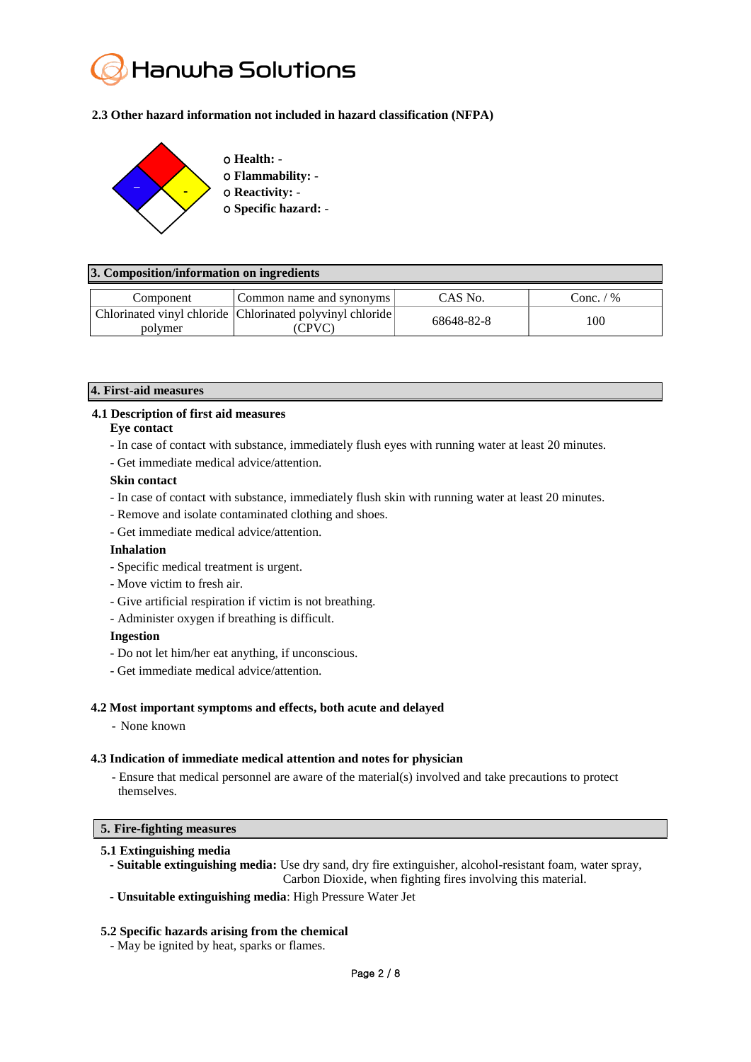### 2.3 Other hazard information not included in hazard classification (NFPA)

- Health: -
- Flammability: -
- Reactivity: -
- Specific hazard: -

## 3. Composition/information on ingredients

| Component | Common name and synonyms | CAS No. | Conc. / % |
|---|---|---|---|
| Chlorinated vinyl chloride polymer | Chlorinated polyvinyl chloride (CPVC) | 68648-82-8 | 100 |

## 4. First-aid measures

### 4.1 Description of first aid measures

**Eye contact**

- In case of contact with substance, immediately flush eyes with running water at least 20 minutes.
- Get immediate medical advice/attention.

**Skin contact**

- In case of contact with substance, immediately flush skin with running water at least 20 minutes.
- Remove and isolate contaminated clothing and shoes.
- Get immediate medical advice/attention.

**Inhalation**

- Specific medical treatment is urgent.
- Move victim to fresh air.
- Give artificial respiration if victim is not breathing.
- Administer oxygen if breathing is difficult.

**Ingestion**

- Do not let him/her eat anything, if unconscious.
- Get immediate medical advice/attention.

### 4.2 Most important symptoms and effects, both acute and delayed

- None known

### 4.3 Indication of immediate medical attention and notes for physician

- Ensure that medical personnel are aware of the material(s) involved and take precautions to protect themselves.

## 5. Fire-fighting measures

### 5.1 Extinguishing media

- **Suitable extinguishing media:** Use dry sand, dry fire extinguisher, alcohol-resistant foam, water spray, Carbon Dioxide, when fighting fires involving this material.
- **Unsuitable extinguishing media**: High Pressure Water Jet

### 5.2 Specific hazards arising from the chemical

- May be ignited by heat, sparks or flames.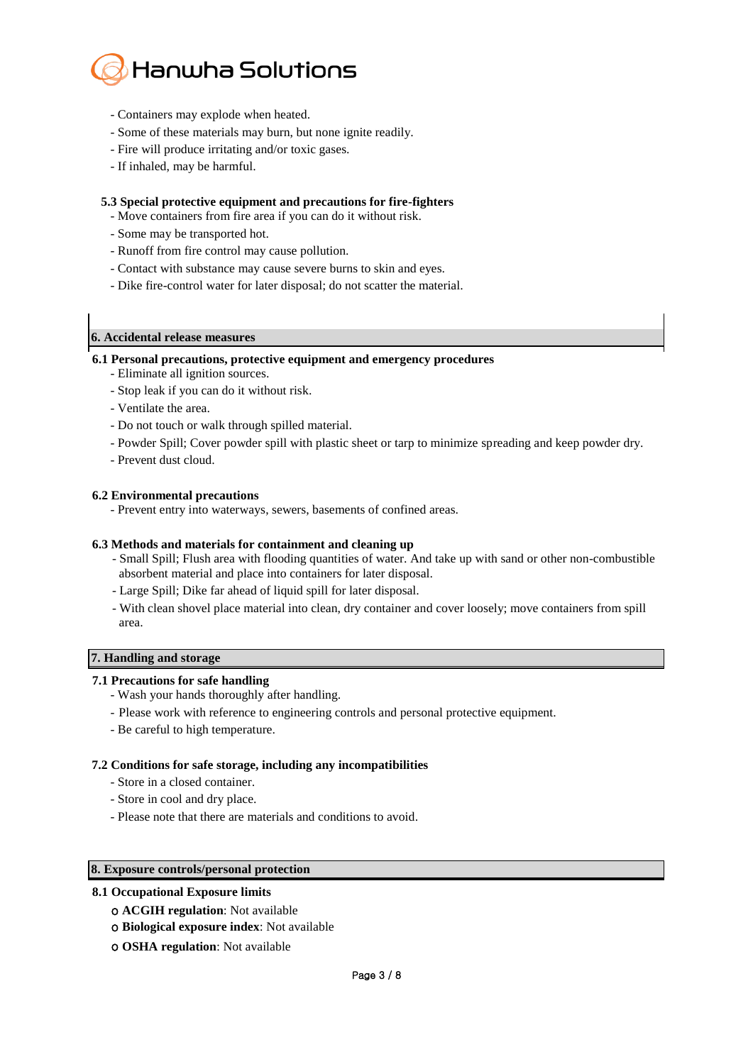- Containers may explode when heated.
- Some of these materials may burn, but none ignite readily.
- Fire will produce irritating and/or toxic gases.
- If inhaled, may be harmful.

### 5.3 Special protective equipment and precautions for fire-fighters

- Move containers from fire area if you can do it without risk.
- Some may be transported hot.
- Runoff from fire control may cause pollution.
- Contact with substance may cause severe burns to skin and eyes.
- Dike fire-control water for later disposal; do not scatter the material.

## 6. Accidental release measures

### 6.1 Personal precautions, protective equipment and emergency procedures

- Eliminate all ignition sources.
- Stop leak if you can do it without risk.
- Ventilate the area.
- Do not touch or walk through spilled material.
- Powder Spill; Cover powder spill with plastic sheet or tarp to minimize spreading and keep powder dry.
- Prevent dust cloud.

### 6.2 Environmental precautions

- Prevent entry into waterways, sewers, basements of confined areas.

### 6.3 Methods and materials for containment and cleaning up

- Small Spill; Flush area with flooding quantities of water. And take up with sand or other non-combustible absorbent material and place into containers for later disposal.
- Large Spill; Dike far ahead of liquid spill for later disposal.
- With clean shovel place material into clean, dry container and cover loosely; move containers from spill area.

## 7. Handling and storage

### 7.1 Precautions for safe handling

- Wash your hands thoroughly after handling.
- Please work with reference to engineering controls and personal protective equipment.
- Be careful to high temperature.

### 7.2 Conditions for safe storage, including any incompatibilities

- Store in a closed container.
- Store in cool and dry place.
- Please note that there are materials and conditions to avoid.

## 8. Exposure controls/personal protection

### 8.1 Occupational Exposure limits

- **ACGIH regulation**: Not available
- **Biological exposure index**: Not available
- **OSHA regulation**: Not available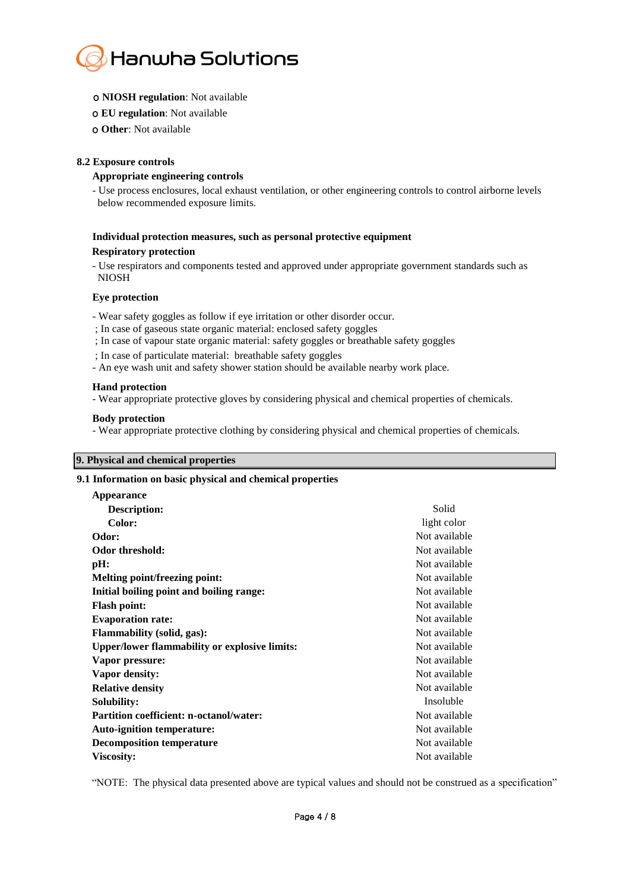- **NIOSH regulation**: Not available
- **EU regulation**: Not available
- **Other**: Not available

### 8.2 Exposure controls

**Appropriate engineering controls**

- Use process enclosures, local exhaust ventilation, or other engineering controls to control airborne levels below recommended exposure limits.

**Individual protection measures, such as personal protective equipment**

**Respiratory protection**

- Use respirators and components tested and approved under appropriate government standards such as NIOSH

**Eye protection**

- Wear safety goggles as follow if eye irritation or other disorder occur.
 ; In case of gaseous state organic material: enclosed safety goggles
 ; In case of vapour state organic material: safety goggles or breathable safety goggles
 ; In case of particulate material: breathable safety goggles
- An eye wash unit and safety shower station should be available nearby work place.

**Hand protection**

- Wear appropriate protective gloves by considering physical and chemical properties of chemicals.

**Body protection**

- Wear appropriate protective clothing by considering physical and chemical properties of chemicals.

## 9. Physical and chemical properties

### 9.1 Information on basic physical and chemical properties

| Property | Value |
|---|---|
| **Appearance** | |
| **Description:** | Solid |
| **Color:** | light color |
| **Odor:** | Not available |
| **Odor threshold:** | Not available |
| **pH:** | Not available |
| **Melting point/freezing point:** | Not available |
| **Initial boiling point and boiling range:** | Not available |
| **Flash point:** | Not available |
| **Evaporation rate:** | Not available |
| **Flammability (solid, gas):** | Not available |
| **Upper/lower flammability or explosive limits:** | Not available |
| **Vapor pressure:** | Not available |
| **Vapor density:** | Not available |
| **Relative density** | Not available |
| **Solubility:** | Insoluble |
| **Partition coefficient: n-octanol/water:** | Not available |
| **Auto-ignition temperature:** | Not available |
| **Decomposition temperature** | Not available |
| **Viscosity:** | Not available |

"NOTE: The physical data presented above are typical values and should not be construed as a specification"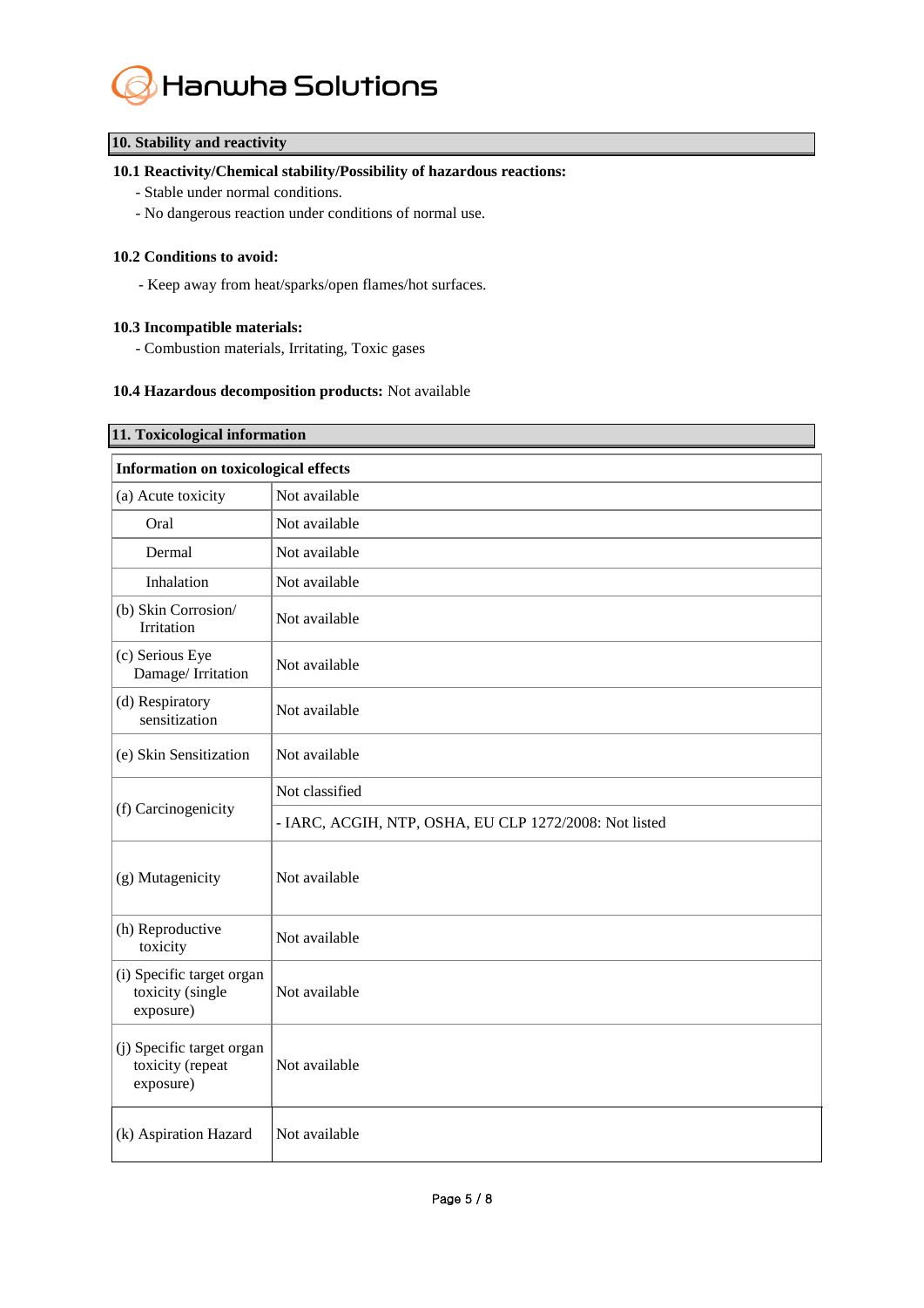## 10. Stability and reactivity

### 10.1 Reactivity/Chemical stability/Possibility of hazardous reactions:

- Stable under normal conditions.
- No dangerous reaction under conditions of normal use.

### 10.2 Conditions to avoid:

- Keep away from heat/sparks/open flames/hot surfaces.

### 10.3 Incompatible materials:

- Combustion materials, Irritating, Toxic gases

**10.4 Hazardous decomposition products:** Not available

## 11. Toxicological information

| Information on toxicological effects | |
|---|---|
| (a) Acute toxicity | Not available |
| Oral | Not available |
| Dermal | Not available |
| Inhalation | Not available |
| (b) Skin Corrosion/ Irritation | Not available |
| (c) Serious Eye Damage/ Irritation | Not available |
| (d) Respiratory sensitization | Not available |
| (e) Skin Sensitization | Not available |
| (f) Carcinogenicity | Not classified |
| | - IARC, ACGIH, NTP, OSHA, EU CLP 1272/2008: Not listed |
| (g) Mutagenicity | Not available |
| (h) Reproductive toxicity | Not available |
| (i) Specific target organ toxicity (single exposure) | Not available |
| (j) Specific target organ toxicity (repeat exposure) | Not available |
| (k) Aspiration Hazard | Not available |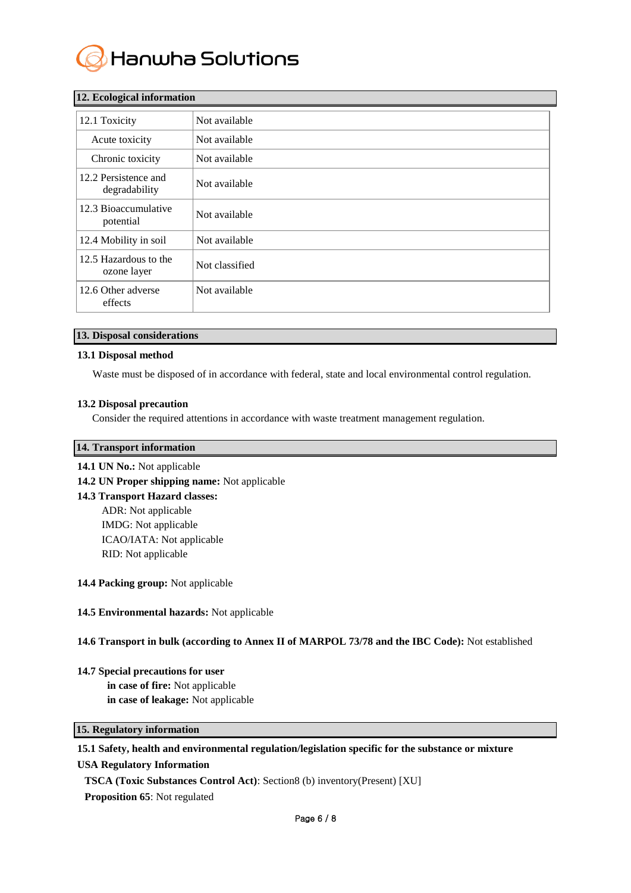## 12. Ecological information

| | |
|---|---|
| 12.1 Toxicity | Not available |
| Acute toxicity | Not available |
| Chronic toxicity | Not available |
| 12.2 Persistence and degradability | Not available |
| 12.3 Bioaccumulative potential | Not available |
| 12.4 Mobility in soil | Not available |
| 12.5 Hazardous to the ozone layer | Not classified |
| 12.6 Other adverse effects | Not available |

## 13. Disposal considerations

**13.1 Disposal method**

Waste must be disposed of in accordance with federal, state and local environmental control regulation.

**13.2 Disposal precaution**

Consider the required attentions in accordance with waste treatment management regulation.

## 14. Transport information

**14.1 UN No.:** Not applicable

**14.2 UN Proper shipping name:** Not applicable

**14.3 Transport Hazard classes:**

ADR: Not applicable
IMDG: Not applicable
ICAO/IATA: Not applicable
RID: Not applicable

**14.4 Packing group:** Not applicable

**14.5 Environmental hazards:** Not applicable

**14.6 Transport in bulk (according to Annex II of MARPOL 73/78 and the IBC Code):** Not established

**14.7 Special precautions for user**

**in case of fire:** Not applicable
**in case of leakage:** Not applicable

## 15. Regulatory information

**15.1 Safety, health and environmental regulation/legislation specific for the substance or mixture**

**USA Regulatory Information**

**TSCA (Toxic Substances Control Act)**: Section8 (b) inventory(Present) [XU]

**Proposition 65**: Not regulated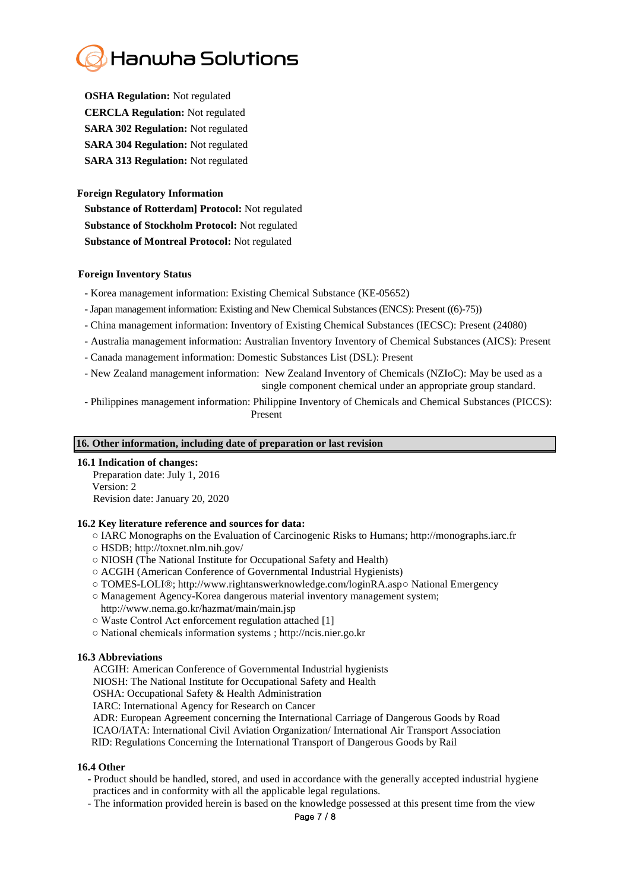**OSHA Regulation:** Not regulated
**CERCLA Regulation:** Not regulated
**SARA 302 Regulation:** Not regulated
**SARA 304 Regulation:** Not regulated
**SARA 313 Regulation:** Not regulated

**Foreign Regulatory Information**

**Substance of Rotterdam] Protocol:** Not regulated
**Substance of Stockholm Protocol:** Not regulated
**Substance of Montreal Protocol:** Not regulated

**Foreign Inventory Status**

- Korea management information: Existing Chemical Substance (KE-05652)
- Japan management information: Existing and New Chemical Substances (ENCS): Present ((6)-75))
- China management information: Inventory of Existing Chemical Substances (IECSC): Present (24080)
- Australia management information: Australian Inventory Inventory of Chemical Substances (AICS): Present
- Canada management information: Domestic Substances List (DSL): Present
- New Zealand management information: New Zealand Inventory of Chemicals (NZIoC): May be used as a single component chemical under an appropriate group standard.
- Philippines management information: Philippine Inventory of Chemicals and Chemical Substances (PICCS): Present

## 16. Other information, including date of preparation or last revision

**16.1 Indication of changes:**

Preparation date: July 1, 2016
Version: 2
Revision date: January 20, 2020

**16.2 Key literature reference and sources for data:**

- ○ IARC Monographs on the Evaluation of Carcinogenic Risks to Humans; http://monographs.iarc.fr
- ○ HSDB; http://toxnet.nlm.nih.gov/
- ○ NIOSH (The National Institute for Occupational Safety and Health)
- ○ ACGIH (American Conference of Governmental Industrial Hygienists)
- ○ TOMES-LOLI®; http://www.rightanswerknowledge.com/loginRA.asp○ National Emergency
- ○ Management Agency-Korea dangerous material inventory management system; http://www.nema.go.kr/hazmat/main/main.jsp
- ○ Waste Control Act enforcement regulation attached [1]
- ○ National chemicals information systems ; http://ncis.nier.go.kr

**16.3 Abbreviations**

ACGIH: American Conference of Governmental Industrial hygienists
NIOSH: The National Institute for Occupational Safety and Health
OSHA: Occupational Safety & Health Administration
IARC: International Agency for Research on Cancer
ADR: European Agreement concerning the International Carriage of Dangerous Goods by Road
ICAO/IATA: International Civil Aviation Organization/ International Air Transport Association
RID: Regulations Concerning the International Transport of Dangerous Goods by Rail

**16.4 Other**

- Product should be handled, stored, and used in accordance with the generally accepted industrial hygiene practices and in conformity with all the applicable legal regulations.
- The information provided herein is based on the knowledge possessed at this present time from the view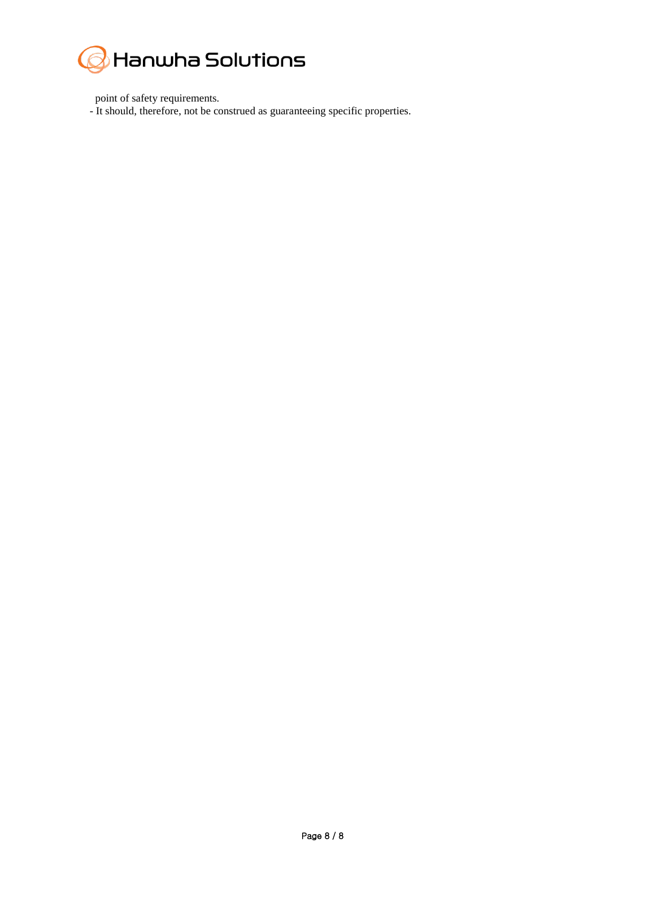point of safety requirements.

- It should, therefore, not be construed as guaranteeing specific properties.